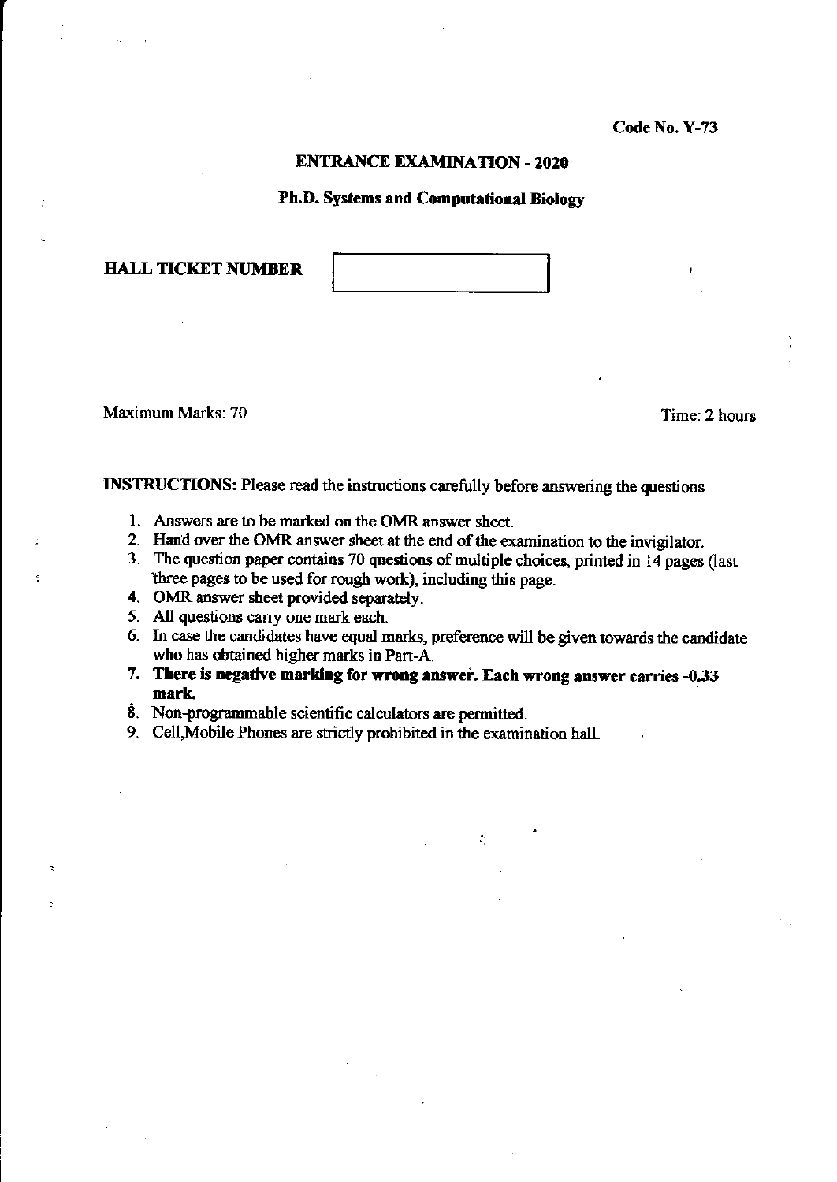Code No. Y-73

# ENTRANCE EXAMINATION - 2020

## Ph.D. Systems and Computational Biology

**HALL TICKET NUMBER** 

Maximum Marks: 70

Time: 2 hours

**INSTRUCTIONS:** Please read the instructions carefully before answering the questions

1. Answers are to be marked on the OMR answer sheet.
2. Hand over the OMR answer sheet at the end of the examination to the invigilator.
3. The question paper contains 70 questions of multiple choices, printed in 14 pages (last three pages to be used for rough work), including this page.
4. OMR answer sheet provided separately.
5. All questions carry one mark each.
6. In case the candidates have equal marks, preference will be given towards the candidate who has obtained higher marks in Part-A.
7. **There is negative marking for wrong answer. Each wrong answer carries -0.33 mark.**
8. Non-programmable scientific calculators are permitted.
9. Cell,Mobile Phones are strictly prohibited in the examination hall.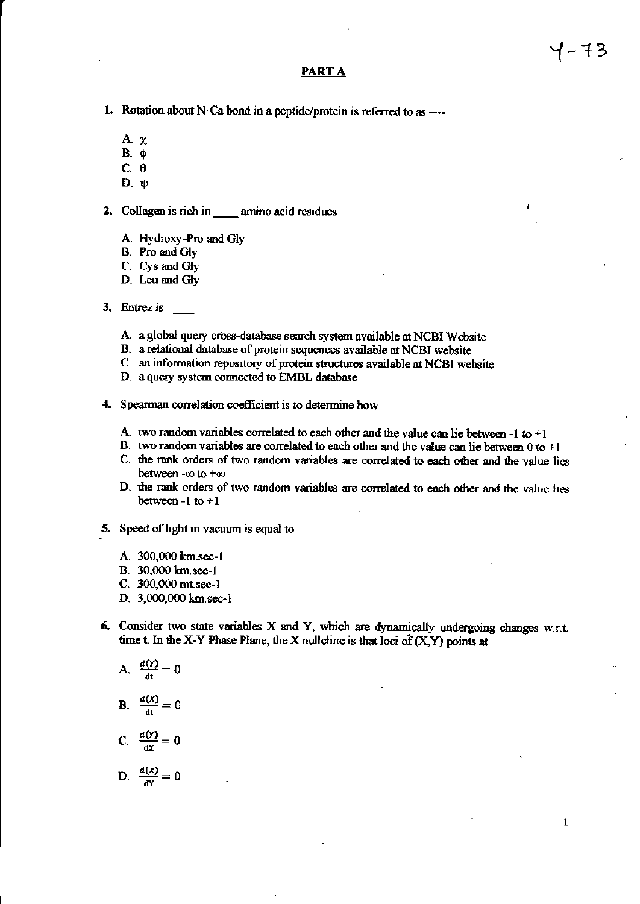## PART A

1. Rotation about N-Ca bond in a peptide/protein is referred to as ----

   A. $\chi$
   B. $\phi$
   C. $\theta$
   D. $\psi$

2. Collagen is rich in ____ amino acid residues

   A. Hydroxy-Pro and Gly
   B. Pro and Gly
   C. Cys and Gly
   D. Leu and Gly

3. Entrez is ____

   A. a global query cross-database search system available at NCBI Website
   B. a relational database of protein sequences available at NCBI website
   C. an information repository of protein structures available at NCBI website
   D. a query system connected to EMBL database

4. Spearman correlation coefficient is to determine how

   A. two random variables correlated to each other and the value can lie between -1 to +1
   B. two random variables are correlated to each other and the value can lie between 0 to +1
   C. the rank orders of two random variables are correlated to each other and the value lies between $-\infty$ to $+\infty$
   D. the rank orders of two random variables are correlated to each other and the value lies between -1 to +1

5. Speed of light in vacuum is equal to

   A. 300,000 km.sec-1
   B. 30,000 km.sec-1
   C. 300,000 mt.sec-1
   D. 3,000,000 km.sec-1

6. Consider two state variables X and Y, which are dynamically undergoing changes w.r.t. time t. In the X-Y Phase Plane, the X nullcline is that loci of (X,Y) points at

   A. $\frac{d(Y)}{dt} = 0$

   B. $\frac{d(X)}{dt} = 0$

   C. $\frac{d(Y)}{dX} = 0$

   D. $\frac{d(X)}{dY} = 0$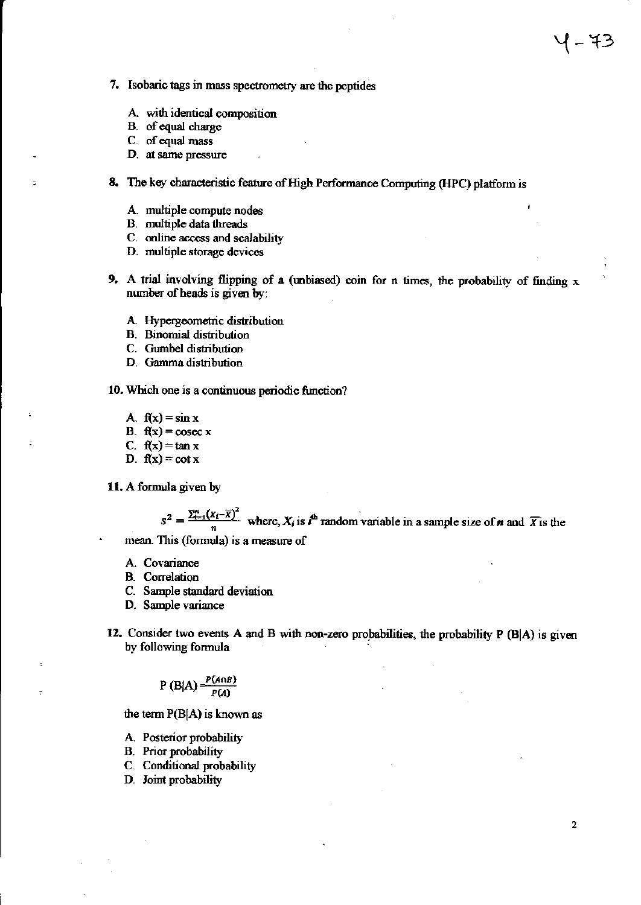7. Isobaric tags in mass spectrometry are the peptides

   A. with identical composition
   B. of equal charge
   C. of equal mass
   D. at same pressure

8. The key characteristic feature of High Performance Computing (HPC) platform is

   A. multiple compute nodes
   B. multiple data threads
   C. online access and scalability
   D. multiple storage devices

9. A trial involving flipping of a (unbiased) coin for n times, the probability of finding x number of heads is given by:

   A. Hypergeometric distribution
   B. Binomial distribution
   C. Gumbel distribution
   D. Gamma distribution

10. Which one is a continuous periodic function?

    A. $f(x) = \sin x$
    B. $f(x) = \operatorname{cosec} x$
    C. $f(x) = \tan x$
    D. $f(x) = \cot x$

11. A formula given by

    $$s^2 = \frac{\sum_{i=1}^{n}(X_i - \overline{X})^2}{n}$$ where, $X_i$ is $i^{th}$ random variable in a sample size of $n$ and $\overline{X}$ is the mean. This (formula) is a measure of

    A. Covariance
    B. Correlation
    C. Sample standard deviation
    D. Sample variance

12. Consider two events A and B with non-zero probabilities, the probability P (B|A) is given by following formula

    $$P(B|A) = \frac{P(A \cap B)}{P(A)}$$

    the term P(B|A) is known as

    A. Posterior probability
    B. Prior probability
    C. Conditional probability
    D. Joint probability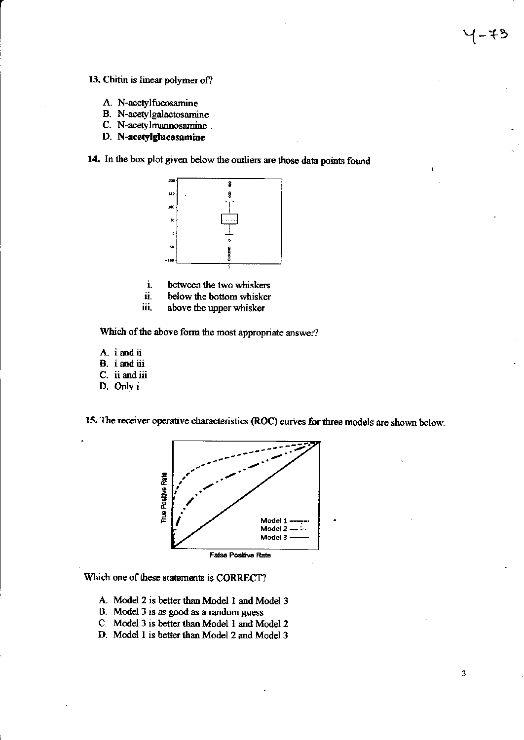13. Chitin is linear polymer of?

A. N-acetylfucosamine
B. N-acetylgalactosamine
C. N-acetylmannosamine .
D. **N-acetylglucosamine**

14. In the box plot given below the outliers are those data points found

i. between the two whiskers
ii. below the bottom whisker
iii. above the upper whisker

Which of the above form the most appropriate answer?

A. i and ii
B. i and iii
C. ii and iii
D. Only i

15. The receiver operative characteristics (ROC) curves for three models are shown below.

Which one of these statements is CORRECT?

A. Model 2 is better than Model 1 and Model 3
B. Model 3 is as good as a random guess
C. Model 3 is better than Model 1 and Model 2
D. Model 1 is better than Model 2 and Model 3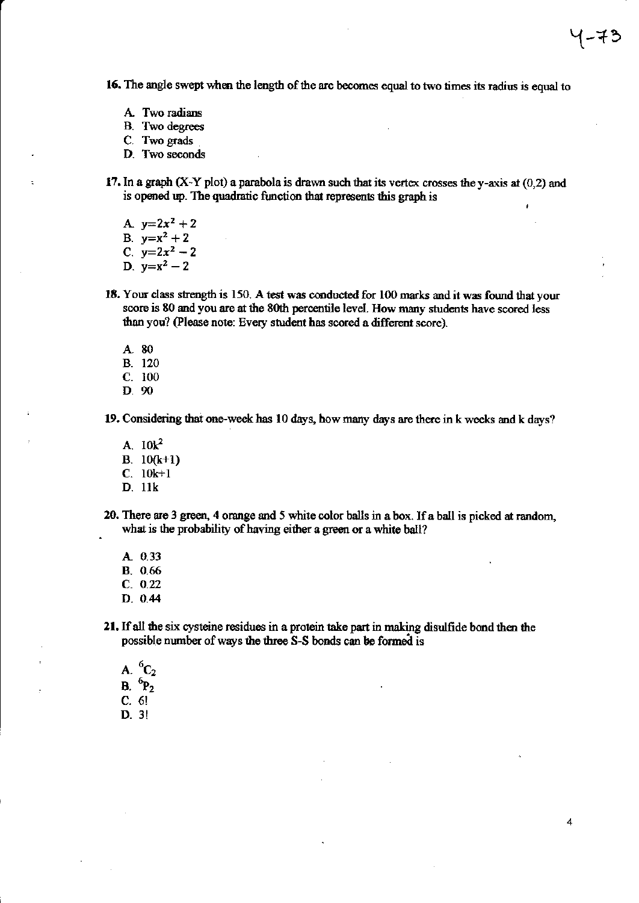16. The angle swept when the length of the arc becomes equal to two times its radius is equal to

A. Two radians
B. Two degrees
C. Two grads
D. Two seconds

17. In a graph (X-Y plot) a parabola is drawn such that its vertex crosses the y-axis at (0,2) and is opened up. The quadratic function that represents this graph is

A. $y=2x^2+2$
B. $y=x^2+2$
C. $y=2x^2-2$
D. $y=x^2-2$

18. Your class strength is 150. A test was conducted for 100 marks and it was found that your score is 80 and you are at the 80th percentile level. How many students have scored less than you? (Please note: Every student has scored a different score).

A. 80
B. 120
C. 100
D. 90

19. Considering that one-week has 10 days, how many days are there in k weeks and k days?

A. $10k^2$
B. $10(k+1)$
C. $10k+1$
D. $11k$

20. There are 3 green, 4 orange and 5 white color balls in a box. If a ball is picked at random, what is the probability of having either a green or a white ball?

A. 0.33
B. 0.66
C. 0.22
D. 0.44

21. If all the six cysteine residues in a protein take part in making disulfide bond then the possible number of ways the three S-S bonds can be formed is

A. ${}^6C_2$
B. ${}^6P_2$
C. $6!$
D. $3!$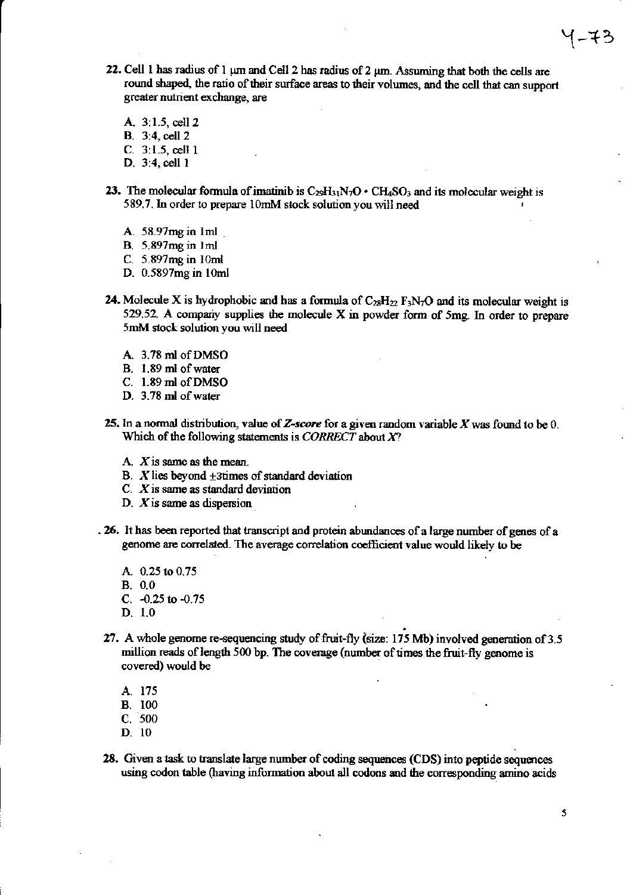22. Cell 1 has radius of 1 μm and Cell 2 has radius of 2 μm. Assuming that both the cells are round shaped, the ratio of their surface areas to their volumes, and the cell that can support greater nutrient exchange, are

   A. 3:1.5, cell 2
   B. 3:4, cell 2
   C. 3:1.5, cell 1
   D. 3:4, cell 1

23. The molecular formula of imatinib is $C_{29}H_{31}N_7O \cdot CH_4SO_3$ and its molecular weight is 589.7. In order to prepare 10mM stock solution you will need

   A. 58.97mg in 1ml
   B. 5.897mg in 1ml
   C. 5.897mg in 10ml
   D. 0.5897mg in 10ml

24. Molecule X is hydrophobic and has a formula of $C_{28}H_{22}F_3N_7O$ and its molecular weight is 529.52. A company supplies the molecule X in powder form of 5mg. In order to prepare 5mM stock solution you will need

   A. 3.78 ml of DMSO
   B. 1.89 ml of water
   C. 1.89 ml of DMSO
   D. 3.78 ml of water

25. In a normal distribution, value of ***Z-score*** for a given random variable $X$ was found to be 0. Which of the following statements is *CORRECT* about $X$?

   A. $X$ is same as the mean.
   B. $X$ lies beyond ±3times of standard deviation
   C. $X$ is same as standard deviation
   D. $X$ is same as dispersion

26. It has been reported that transcript and protein abundances of a large number of genes of a genome are correlated. The average correlation coefficient value would likely to be

   A. 0.25 to 0.75
   B. 0.0
   C. -0.25 to -0.75
   D. 1.0

27. A whole genome re-sequencing study of fruit-fly (size: 175 Mb) involved generation of 3.5 million reads of length 500 bp. The coverage (number of times the fruit-fly genome is covered) would be

   A. 175
   B. 100
   C. 500
   D. 10

28. Given a task to translate large number of coding sequences (CDS) into peptide sequences using codon table (having information about all codons and the corresponding amino acids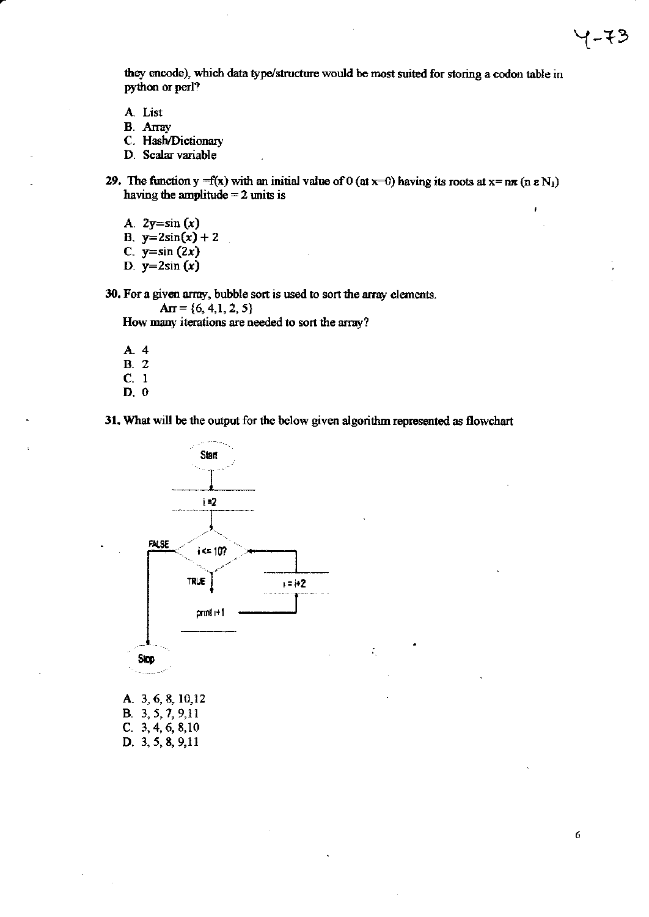they encode), which data type/structure would be most suited for storing a codon table in python or perl?

A. List
B. Array
C. Hash/Dictionary
D. Scalar variable

**29.** The function y =f(x) with an initial value of 0 (at x=0) having its roots at $x = n\pi$ ($n \in N_1$) having the amplitude = 2 units is

A. $2y=\sin(x)$
B. $y=2\sin(x)+2$
C. $y=\sin(2x)$
D. $y=2\sin(x)$

**30.** For a given array, bubble sort is used to sort the array elements.

Arr = {6, 4,1, 2, 5}

How many iterations are needed to sort the array?

A. 4
B. 2
C. 1
D. 0

**31.** What will be the output for the below given algorithm represented as flowchart

```
Start
  |
i =2
  |
i <= 10? --FALSE--> Stop
  | TRUE
print i+1
  |
i = i+2  (back to i <= 10?)
```

A. 3, 6, 8, 10,12
B. 3, 5, 7, 9,11
C. 3, 4, 6, 8,10
D. 3, 5, 8, 9,11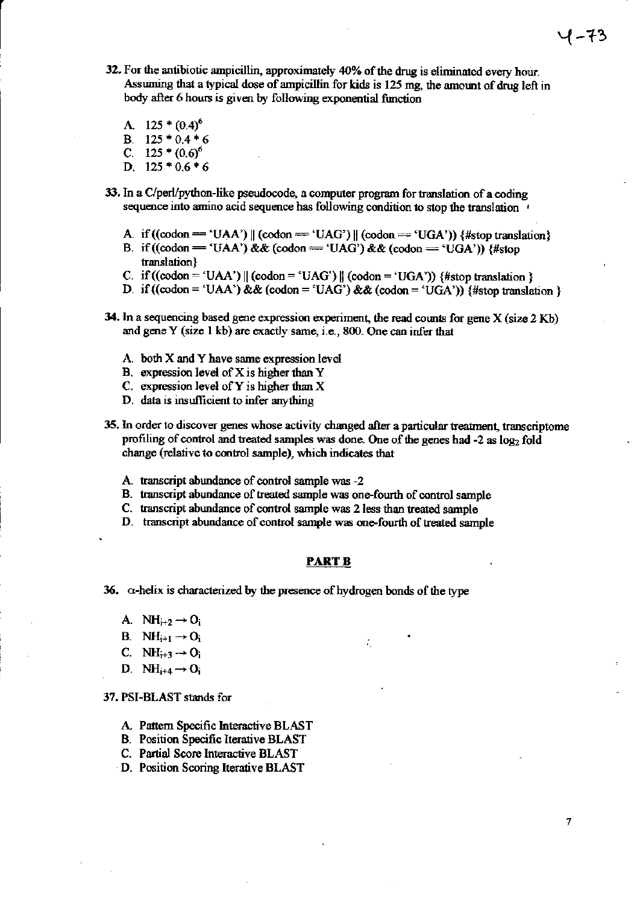32. For the antibiotic ampicillin, approximately 40% of the drug is eliminated every hour. Assuming that a typical dose of ampicillin for kids is 125 mg, the amount of drug left in body after 6 hours is given by following exponential function

   A. $125 * (0.4)^6$
   B. $125 * 0.4 * 6$
   C. $125 * (0.6)^6$
   D. $125 * 0.6 * 6$

33. In a C/perl/python-like pseudocode, a computer program for translation of a coding sequence into amino acid sequence has following condition to stop the translation

   A. if ((codon == 'UAA') || (codon == 'UAG') || (codon == 'UGA')) {#stop translation}
   B. if ((codon == 'UAA') && (codon == 'UAG') && (codon == 'UGA')) {#stop translation}
   C. if ((codon = 'UAA') || (codon = 'UAG') || (codon = 'UGA')) {#stop translation }
   D. if ((codon = 'UAA') && (codon = 'UAG') && (codon = 'UGA')) {#stop translation }

34. In a sequencing based gene expression experiment, the read counts for gene X (size 2 Kb) and gene Y (size 1 kb) are exactly same, i.e., 800. One can infer that

   A. both X and Y have same expression level
   B. expression level of X is higher than Y
   C. expression level of Y is higher than X
   D. data is insufficient to infer anything

35. In order to discover genes whose activity changed after a particular treatment, transcriptome profiling of control and treated samples was done. One of the genes had -2 as $\log_2$ fold change (relative to control sample), which indicates that

   A. transcript abundance of control sample was -2
   B. transcript abundance of treated sample was one-fourth of control sample
   C. transcript abundance of control sample was 2 less than treated sample
   D. transcript abundance of control sample was one-fourth of treated sample

## PART B

36. $\alpha$-helix is characterized by the presence of hydrogen bonds of the type

   A. $NH_{i+2} \rightarrow O_i$
   B. $NH_{i+1} \rightarrow O_i$
   C. $NH_{i+3} \rightarrow O_i$
   D. $NH_{i+4} \rightarrow O_i$

37. PSI-BLAST stands for

   A. Pattern Specific Interactive BLAST
   B. Position Specific Iterative BLAST
   C. Partial Score Interactive BLAST
   D. Position Scoring Iterative BLAST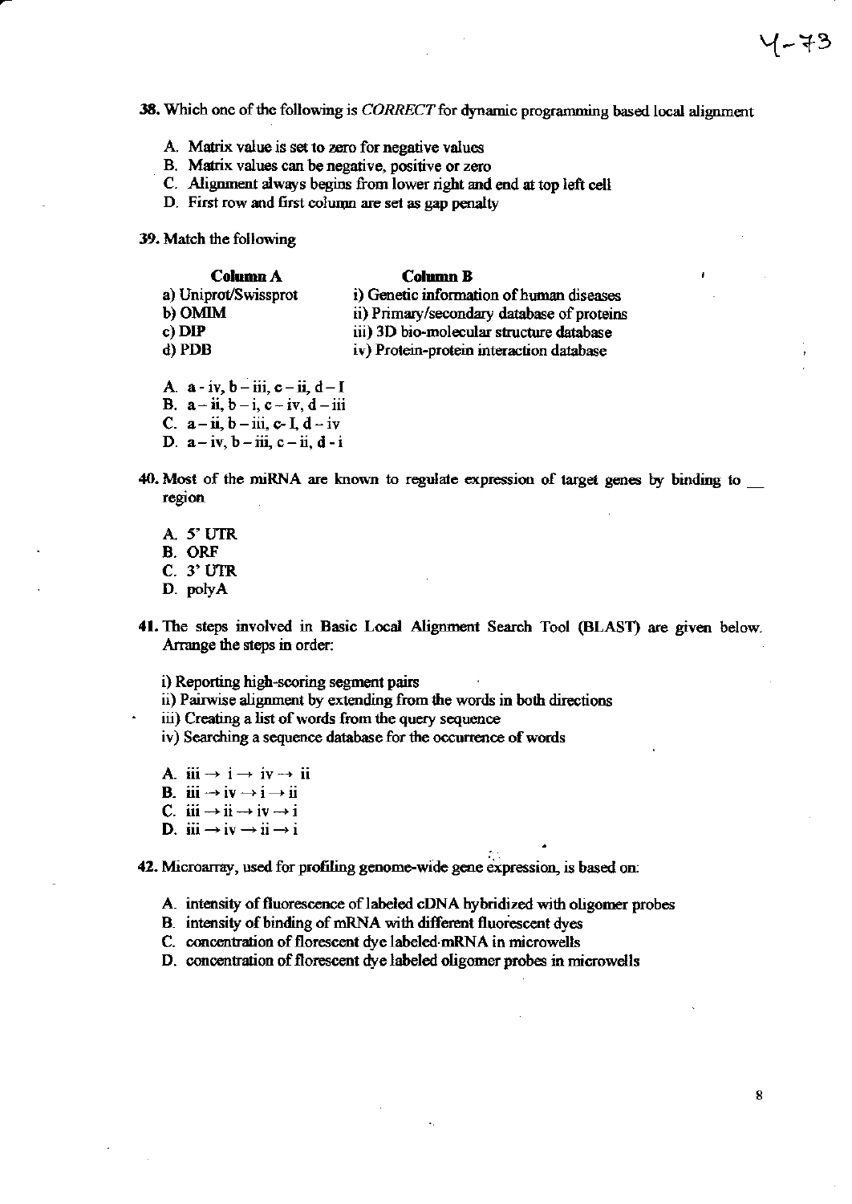**38.** Which one of the following is *CORRECT* for dynamic programming based local alignment

A. Matrix value is set to zero for negative values
B. Matrix values can be negative, positive or zero
C. Alignment always begins from lower right and end at top left cell
D. First row and first column are set as gap penalty

**39.** Match the following

| **Column A** | **Column B** |
|---|---|
| a) Uniprot/Swissprot | i) Genetic information of human diseases |
| b) OMIM | ii) Primary/secondary database of proteins |
| c) DIP | iii) 3D bio-molecular structure database |
| d) PDB | iv) Protein-protein interaction database |

A. a - iv, b – iii, c – ii, d – I
B. a – ii, b – i, c – iv, d – iii
C. a – ii, b – iii, c- I, d – iv
D. a – iv, b – iii, c – ii, d - i

**40.** Most of the miRNA are known to regulate expression of target genes by binding to __ region

A. 5' UTR
B. ORF
C. 3' UTR
D. polyA

**41.** The steps involved in Basic Local Alignment Search Tool (BLAST) are given below. Arrange the steps in order:

i) Reporting high-scoring segment pairs
ii) Pairwise alignment by extending from the words in both directions
iii) Creating a list of words from the query sequence
iv) Searching a sequence database for the occurrence of words

A. iii → i → iv → ii
B. iii → iv → i → ii
C. iii → ii → iv → i
D. iii → iv → ii → i

**42.** Microarray, used for profiling genome-wide gene expression, is based on:

A. intensity of fluorescence of labeled cDNA hybridized with oligomer probes
B. intensity of binding of mRNA with different fluorescent dyes
C. concentration of florescent dye labeled mRNA in microwells
D. concentration of florescent dye labeled oligomer probes in microwells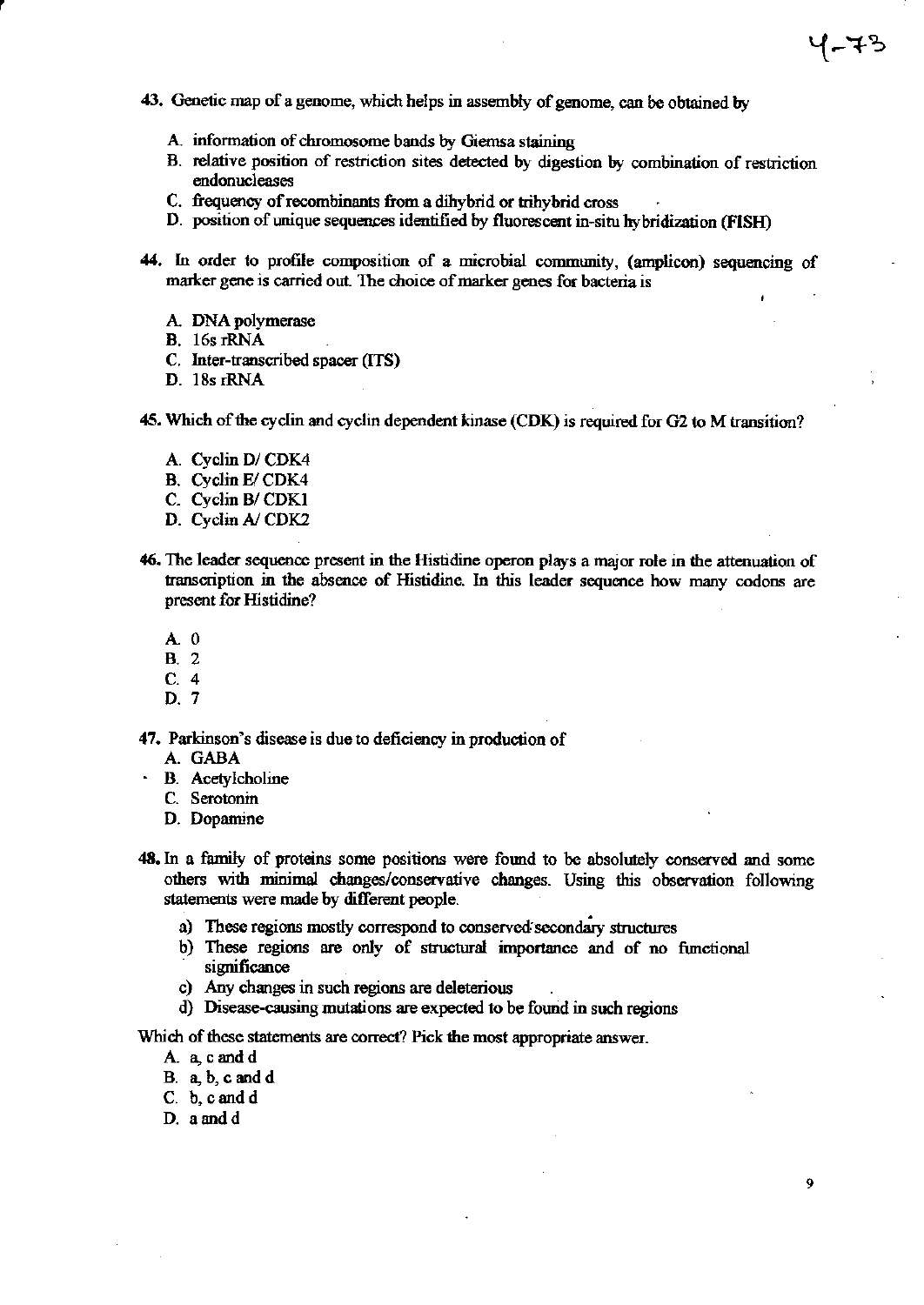43. Genetic map of a genome, which helps in assembly of genome, can be obtained by

   A. information of chromosome bands by Giemsa staining
   B. relative position of restriction sites detected by digestion by combination of restriction endonucleases
   C. frequency of recombinants from a dihybrid or trihybrid cross
   D. position of unique sequences identified by fluorescent in-situ hybridization (FISH)

44. In order to profile composition of a microbial community, (amplicon) sequencing of marker gene is carried out. The choice of marker genes for bacteria is

   A. DNA polymerase
   B. 16s rRNA
   C. Inter-transcribed spacer (ITS)
   D. 18s rRNA

45. Which of the cyclin and cyclin dependent kinase (CDK) is required for G2 to M transition?

   A. Cyclin D/ CDK4
   B. Cyclin E/ CDK4
   C. Cyclin B/ CDK1
   D. Cyclin A/ CDK2

46. The leader sequence present in the Histidine operon plays a major role in the attenuation of transcription in the absence of Histidine. In this leader sequence how many codons are present for Histidine?

   A. 0
   B. 2
   C. 4
   D. 7

47. Parkinson's disease is due to deficiency in production of

   A. GABA
   B. Acetylcholine
   C. Serotonin
   D. Dopamine

48. In a family of proteins some positions were found to be absolutely conserved and some others with minimal changes/conservative changes. Using this observation following statements were made by different people.

   a) These regions mostly correspond to conserved secondary structures
   b) These regions are only of structural importance and of no functional significance
   c) Any changes in such regions are deleterious
   d) Disease-causing mutations are expected to be found in such regions

Which of these statements are correct? Pick the most appropriate answer.

   A. a, c and d
   B. a, b, c and d
   C. b, c and d
   D. a and d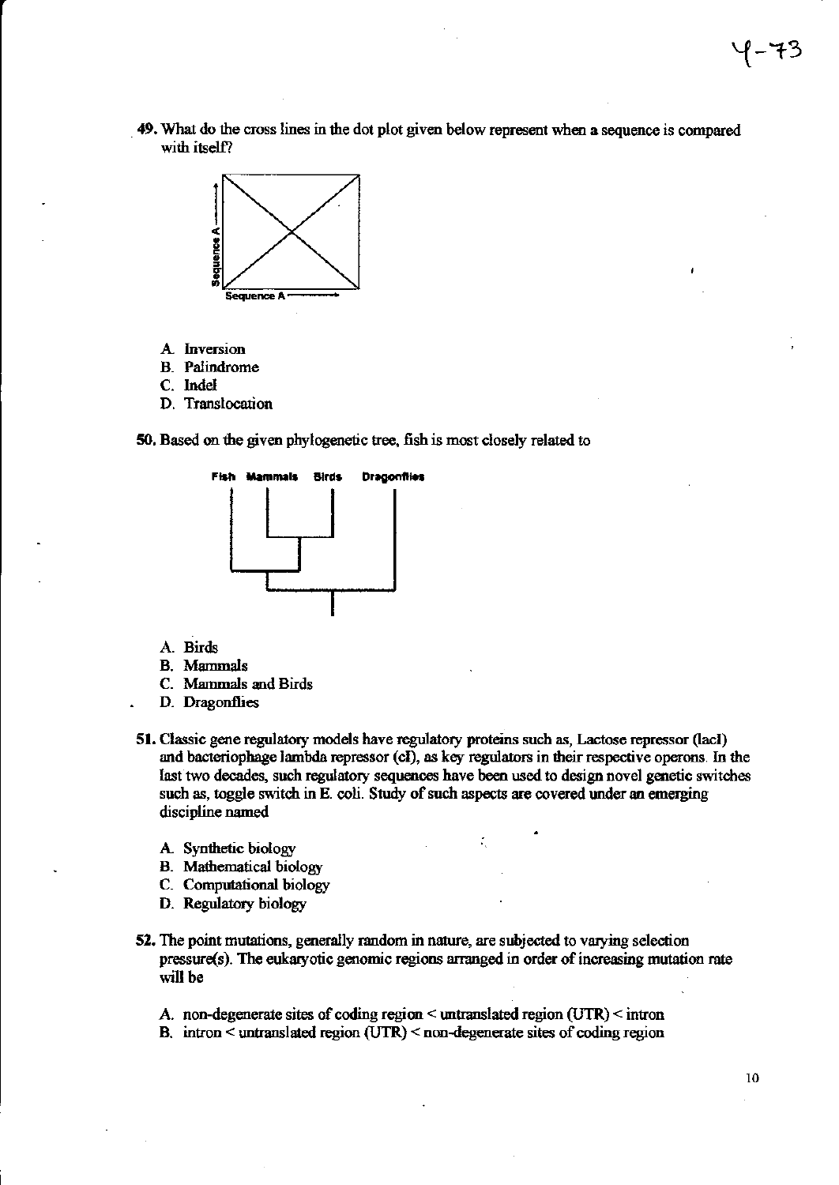49. What do the cross lines in the dot plot given below represent when a sequence is compared with itself?

A. Inversion
B. Palindrome
C. Indel
D. Translocation

50. Based on the given phylogenetic tree, fish is most closely related to

A. Birds
B. Mammals
C. Mammals and Birds
D. Dragonflies

51. Classic gene regulatory models have regulatory proteins such as, Lactose repressor (lacI) and bacteriophage lambda repressor (cI), as key regulators in their respective operons. In the last two decades, such regulatory sequences have been used to design novel genetic switches such as, toggle switch in E. coli. Study of such aspects are covered under an emerging discipline named

A. Synthetic biology
B. Mathematical biology
C. Computational biology
D. Regulatory biology

52. The point mutations, generally random in nature, are subjected to varying selection pressure(s). The eukaryotic genomic regions arranged in order of increasing mutation rate will be

A. non-degenerate sites of coding region < untranslated region (UTR) < intron
B. intron < untranslated region (UTR) < non-degenerate sites of coding region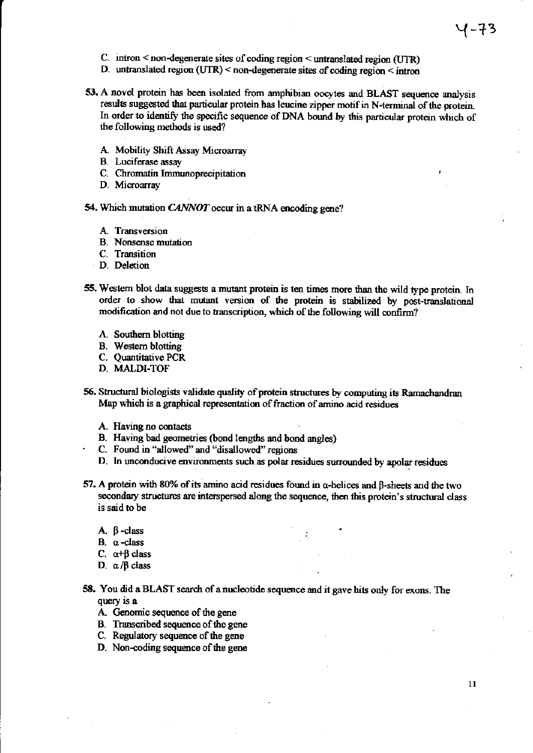C. intron < non-degenerate sites of coding region < untranslated region (UTR)
D. untranslated region (UTR) < non-degenerate sites of coding region < intron

53. A novel protein has been isolated from amphibian oocytes and BLAST sequence analysis results suggested that particular protein has leucine zipper motif in N-terminal of the protein. In order to identify the specific sequence of DNA bound by this particular protein which of the following methods is used?

A. Mobility Shift Assay Microarray
B. Luciferase assay
C. Chromatin Immunoprecipitation
D. Microarray

54. Which mutation *CANNOT* occur in a tRNA encoding gene?

A. Transversion
B. Nonsense mutation
C. Transition
D. Deletion

55. Western blot data suggests a mutant protein is ten times more than the wild type protein. In order to show that mutant version of the protein is stabilized by post-translational modification and not due to transcription, which of the following will confirm?

A. Southern blotting
B. Western blotting
C. Quantitative PCR
D. MALDI-TOF

56. Structural biologists validate quality of protein structures by computing its Ramachandran Map which is a graphical representation of fraction of amino acid residues

A. Having no contacts
B. Having bad geometries (bond lengths and bond angles)
C. Found in "allowed" and "disallowed" regions
D. In unconducive environments such as polar residues surrounded by apolar residues

57. A protein with 80% of its amino acid residues found in α-helices and β-sheets and the two secondary structures are interspersed along the sequence, then this protein's structural class is said to be

A. β-class
B. α-class
C. α+β class
D. α/β class

58. You did a BLAST search of a nucleotide sequence and it gave hits only for exons. The query is a

A. Genomic sequence of the gene
B. Transcribed sequence of the gene
C. Regulatory sequence of the gene
D. Non-coding sequence of the gene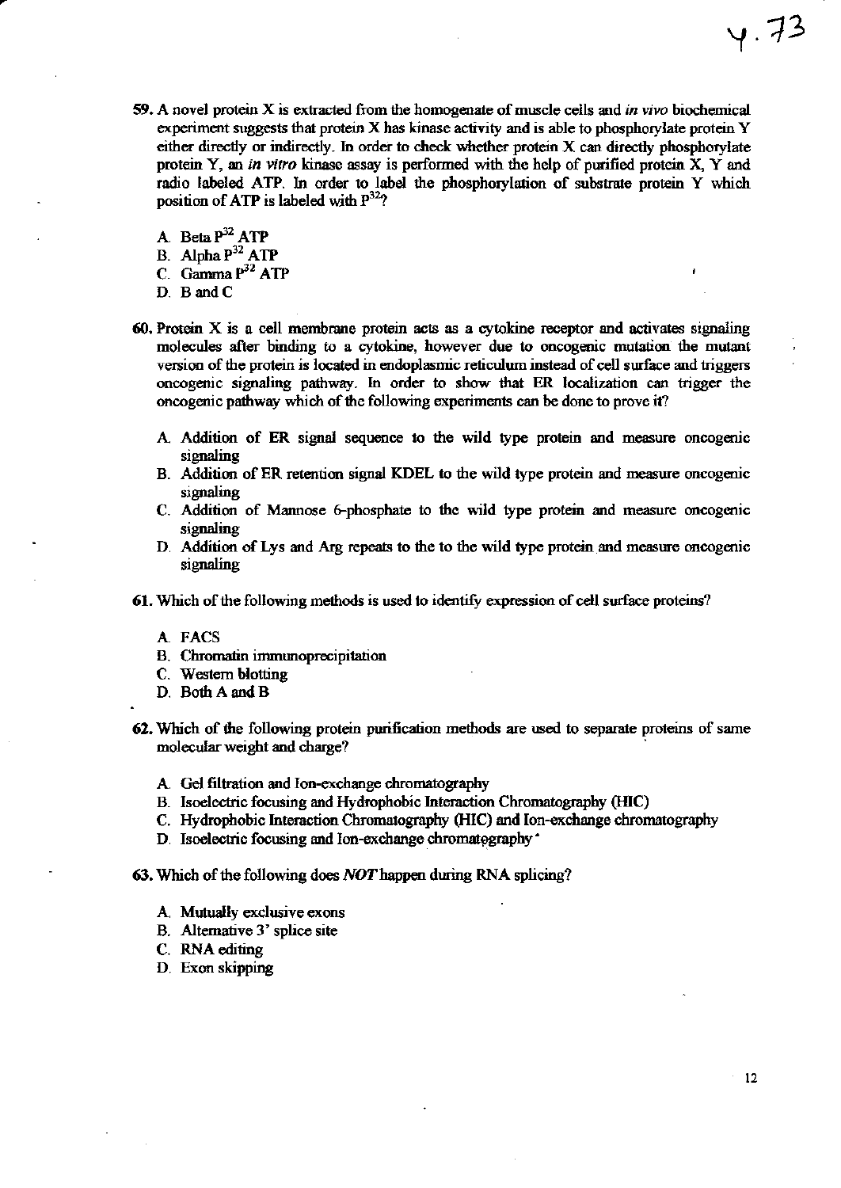59. A novel protein X is extracted from the homogenate of muscle cells and *in vivo* biochemical experiment suggests that protein X has kinase activity and is able to phosphorylate protein Y either directly or indirectly. In order to check whether protein X can directly phosphorylate protein Y, an *in vitro* kinase assay is performed with the help of purified protein X, Y and radio labeled ATP. In order to label the phosphorylation of substrate protein Y which position of ATP is labeled with $P^{32}$?

   A. Beta $P^{32}$ ATP
   B. Alpha $P^{32}$ ATP
   C. Gamma $P^{32}$ ATP
   D. B and C

60. Protein X is a cell membrane protein acts as a cytokine receptor and activates signaling molecules after binding to a cytokine, however due to oncogenic mutation the mutant version of the protein is located in endoplasmic reticulum instead of cell surface and triggers oncogenic signaling pathway. In order to show that ER localization can trigger the oncogenic pathway which of the following experiments can be done to prove it?

   A. Addition of ER signal sequence to the wild type protein and measure oncogenic signaling
   B. Addition of ER retention signal KDEL to the wild type protein and measure oncogenic signaling
   C. Addition of Mannose 6-phosphate to the wild type protein and measure oncogenic signaling
   D. Addition of Lys and Arg repeats to the to the wild type protein and measure oncogenic signaling

61. Which of the following methods is used to identify expression of cell surface proteins?

   A. FACS
   B. Chromatin immunoprecipitation
   C. Western blotting
   D. Both A and B

62. Which of the following protein purification methods are used to separate proteins of same molecular weight and charge?

   A. Gel filtration and Ion-exchange chromatography
   B. Isoelectric focusing and Hydrophobic Interaction Chromatography (HIC)
   C. Hydrophobic Interaction Chromatography (HIC) and Ion-exchange chromatography
   D. Isoelectric focusing and Ion-exchange chromatography

63. Which of the following does *NOT* happen during RNA splicing?

   A. Mutually exclusive exons
   B. Alternative 3' splice site
   C. RNA editing
   D. Exon skipping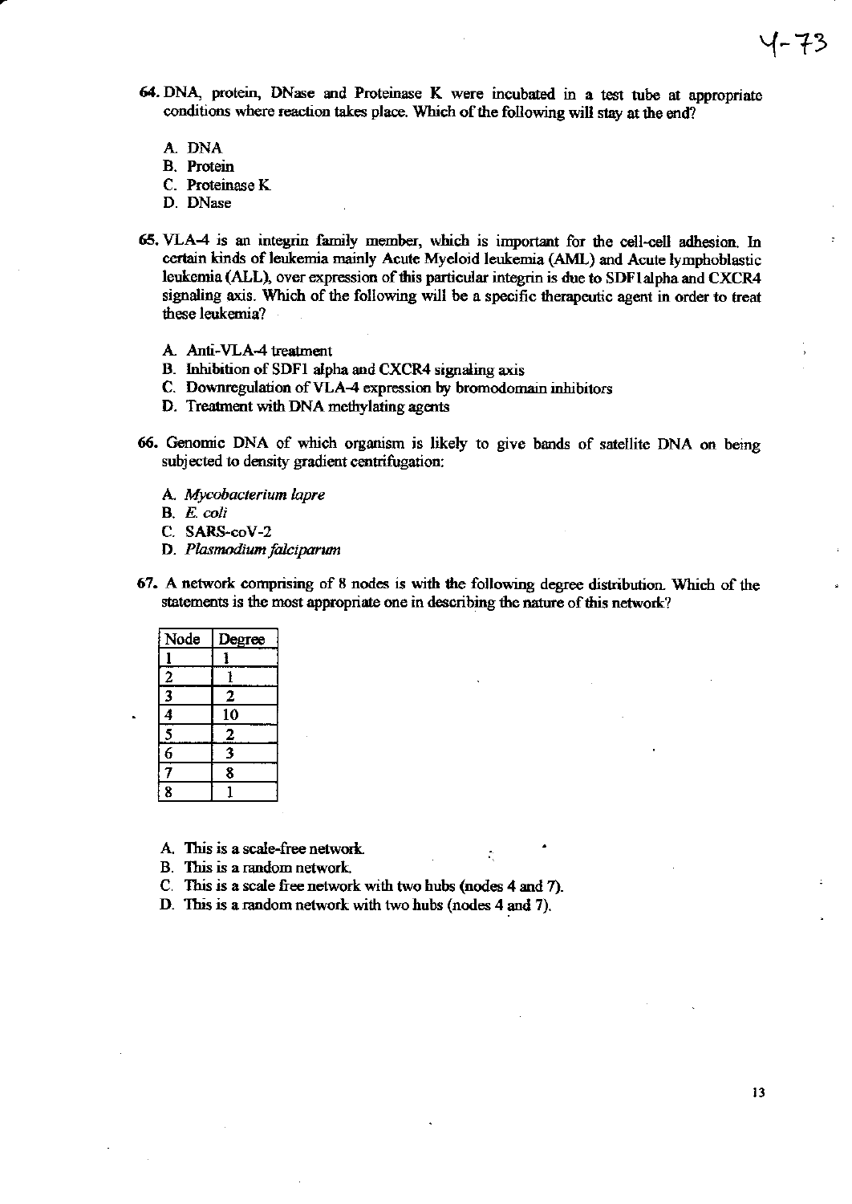64. DNA, protein, DNase and Proteinase K were incubated in a test tube at appropriate conditions where reaction takes place. Which of the following will stay at the end?

   A. DNA
   B. Protein
   C. Proteinase K
   D. DNase

65. VLA-4 is an integrin family member, which is important for the cell-cell adhesion. In certain kinds of leukemia mainly Acute Myeloid leukemia (AML) and Acute lymphoblastic leukemia (ALL), over expression of this particular integrin is due to SDF1alpha and CXCR4 signaling axis. Which of the following will be a specific therapeutic agent in order to treat these leukemia?

   A. Anti-VLA-4 treatment
   B. Inhibition of SDF1 alpha and CXCR4 signaling axis
   C. Downregulation of VLA-4 expression by bromodomain inhibitors
   D. Treatment with DNA methylating agents

66. Genomic DNA of which organism is likely to give bands of satellite DNA on being subjected to density gradient centrifugation:

   A. *Mycobacterium lapre*
   B. *E. coli*
   C. SARS-coV-2
   D. *Plasmodium falciparum*

67. A network comprising of 8 nodes is with the following degree distribution. Which of the statements is the most appropriate one in describing the nature of this network?

| Node | Degree |
|---|---|
| 1 | 1 |
| 2 | 1 |
| 3 | 2 |
| 4 | 10 |
| 5 | 2 |
| 6 | 3 |
| 7 | 8 |
| 8 | 1 |

   A. This is a scale-free network.
   B. This is a random network.
   C. This is a scale free network with two hubs (nodes 4 and 7).
   D. This is a random network with two hubs (nodes 4 and 7).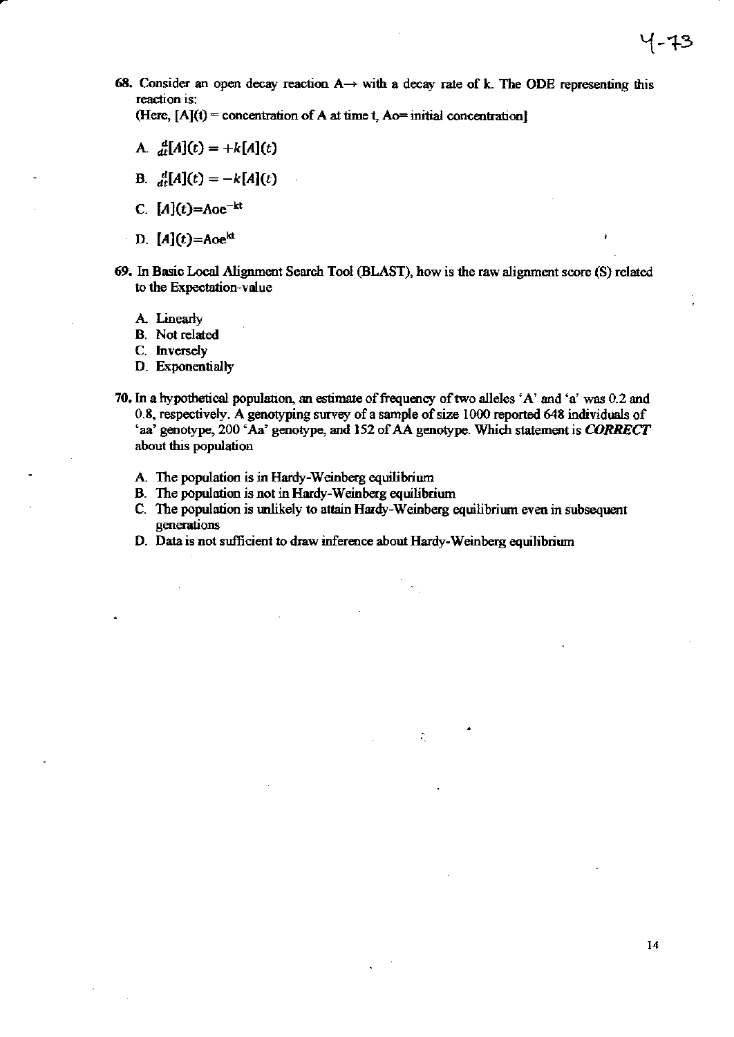68. Consider an open decay reaction A→ with a decay rate of k. The ODE representing this reaction is:
(Here, [A](t) = concentration of A at time t, Ao= initial concentration]

A. $\frac{d}{dt}[A](t) = +k[A](t)$

B. $\frac{d}{dt}[A](t) = -k[A](t)$

C. $[A](t)=Aoe^{-kt}$

D. $[A](t)=Aoe^{kt}$

69. In Basic Local Alignment Search Tool (BLAST), how is the raw alignment score (S) related to the Expectation-value

A. Linearly
B. Not related
C. Inversely
D. Exponentially

70. In a hypothetical population, an estimate of frequency of two alleles 'A' and 'a' was 0.2 and 0.8, respectively. A genotyping survey of a sample of size 1000 reported 648 individuals of 'aa' genotype, 200 'Aa' genotype, and 152 of AA genotype. Which statement is ***CORRECT*** about this population

A. The population is in Hardy-Weinberg equilibrium
B. The population is not in Hardy-Weinberg equilibrium
C. The population is unlikely to attain Hardy-Weinberg equilibrium even in subsequent generations
D. Data is not sufficient to draw inference about Hardy-Weinberg equilibrium